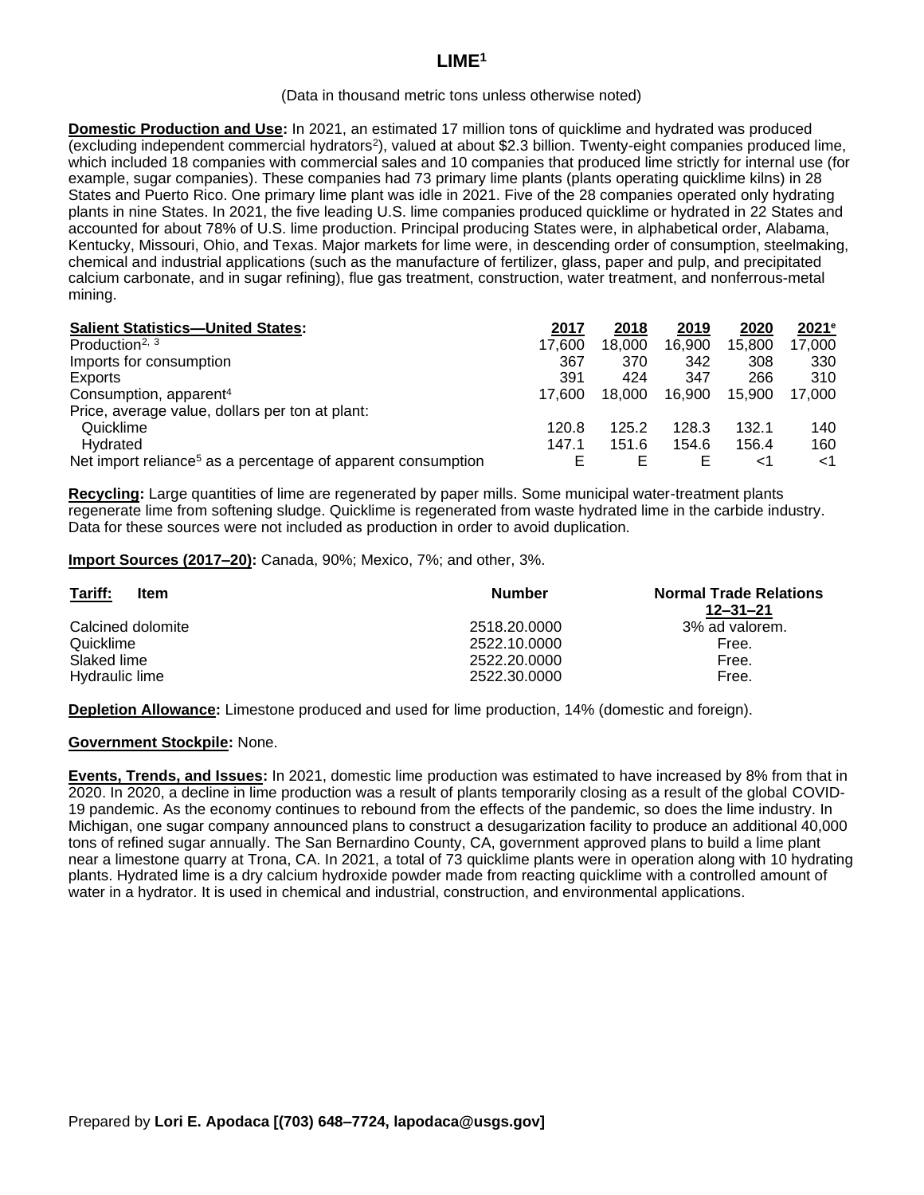# LIME[1]

(Data in thousand metric tons unless otherwise noted)

**Domestic Production and Use:** In 2021, an estimated 17 million tons of quicklime and hydrated was produced (excluding independent commercial hydrators[2]), valued at about $2.3 billion. Twenty-eight companies produced lime, which included 18 companies with commercial sales and 10 companies that produced lime strictly for internal use (for example, sugar companies). These companies had 73 primary lime plants (plants operating quicklime kilns) in 28 States and Puerto Rico. One primary lime plant was idle in 2021. Five of the 28 companies operated only hydrating plants in nine States. In 2021, the five leading U.S. lime companies produced quicklime or hydrated in 22 States and accounted for about 78% of U.S. lime production. Principal producing States were, in alphabetical order, Alabama, Kentucky, Missouri, Ohio, and Texas. Major markets for lime were, in descending order of consumption, steelmaking, chemical and industrial applications (such as the manufacture of fertilizer, glass, paper and pulp, and precipitated calcium carbonate, and in sugar refining), flue gas treatment, construction, water treatment, and nonferrous-metal mining.

| **Salient Statistics—United States:** | 2017 | 2018 | 2019 | 2020 | 2021[e] |
|---|---|---|---|---|---|
| Production[2, 3] | 17,600 | 18,000 | 16,900 | 15,800 | 17,000 |
| Imports for consumption | 367 | 370 | 342 | 308 | 330 |
| Exports | 391 | 424 | 347 | 266 | 310 |
| Consumption, apparent[4] | 17,600 | 18,000 | 16,900 | 15,900 | 17,000 |
| Price, average value, dollars per ton at plant: | | | | | |
| Quicklime | 120.8 | 125.2 | 128.3 | 132.1 | 140 |
| Hydrated | 147.1 | 151.6 | 154.6 | 156.4 | 160 |
| Net import reliance[5] as a percentage of apparent consumption | E | E | E | <1 | <1 |

**Recycling:** Large quantities of lime are regenerated by paper mills. Some municipal water-treatment plants regenerate lime from softening sludge. Quicklime is regenerated from waste hydrated lime in the carbide industry. Data for these sources were not included as production in order to avoid duplication.

**Import Sources (2017–20):** Canada, 90%; Mexico, 7%; and other, 3%.

| **Tariff:** Item | Number | Normal Trade Relations 12–31–21 |
|---|---|---|
| Calcined dolomite | 2518.20.0000 | 3% ad valorem. |
| Quicklime | 2522.10.0000 | Free. |
| Slaked lime | 2522.20.0000 | Free. |
| Hydraulic lime | 2522.30.0000 | Free. |

**Depletion Allowance:** Limestone produced and used for lime production, 14% (domestic and foreign).

**Government Stockpile:** None.

**Events, Trends, and Issues:** In 2021, domestic lime production was estimated to have increased by 8% from that in 2020. In 2020, a decline in lime production was a result of plants temporarily closing as a result of the global COVID-19 pandemic. As the economy continues to rebound from the effects of the pandemic, so does the lime industry. In Michigan, one sugar company announced plans to construct a desugarization facility to produce an additional 40,000 tons of refined sugar annually. The San Bernardino County, CA, government approved plans to build a lime plant near a limestone quarry at Trona, CA. In 2021, a total of 73 quicklime plants were in operation along with 10 hydrating plants. Hydrated lime is a dry calcium hydroxide powder made from reacting quicklime with a controlled amount of water in a hydrator. It is used in chemical and industrial, construction, and environmental applications.

Prepared by **Lori E. Apodaca [(703) 648–7724, lapodaca@usgs.gov]**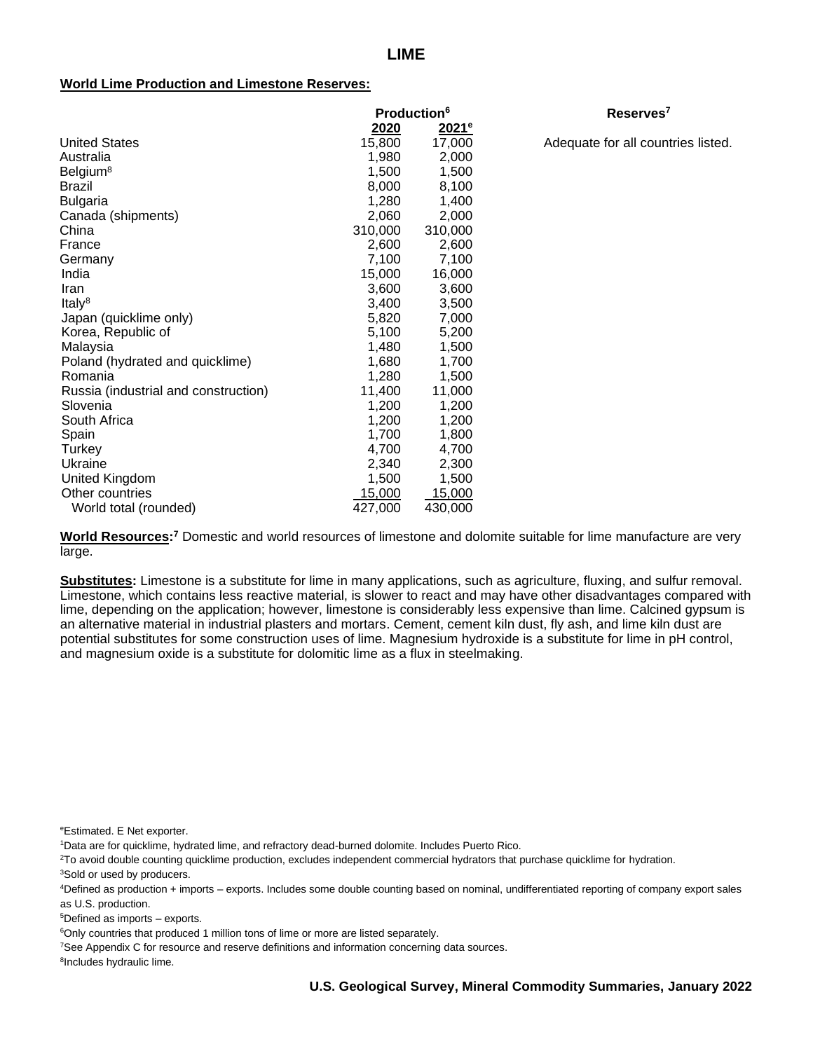# LIME

**World Lime Production and Limestone Reserves:**

| | Production[6] | | Reserves[7] |
|---|---|---|---|
| | 2020 | 2021[e] | |
| United States | 15,800 | 17,000 | Adequate for all countries listed. |
| Australia | 1,980 | 2,000 | |
| Belgium[8] | 1,500 | 1,500 | |
| Brazil | 8,000 | 8,100 | |
| Bulgaria | 1,280 | 1,400 | |
| Canada (shipments) | 2,060 | 2,000 | |
| China | 310,000 | 310,000 | |
| France | 2,600 | 2,600 | |
| Germany | 7,100 | 7,100 | |
| India | 15,000 | 16,000 | |
| Iran | 3,600 | 3,600 | |
| Italy[8] | 3,400 | 3,500 | |
| Japan (quicklime only) | 5,820 | 7,000 | |
| Korea, Republic of | 5,100 | 5,200 | |
| Malaysia | 1,480 | 1,500 | |
| Poland (hydrated and quicklime) | 1,680 | 1,700 | |
| Romania | 1,280 | 1,500 | |
| Russia (industrial and construction) | 11,400 | 11,000 | |
| Slovenia | 1,200 | 1,200 | |
| South Africa | 1,200 | 1,200 | |
| Spain | 1,700 | 1,800 | |
| Turkey | 4,700 | 4,700 | |
| Ukraine | 2,340 | 2,300 | |
| United Kingdom | 1,500 | 1,500 | |
| Other countries | 15,000 | 15,000 | |
| World total (rounded) | 427,000 | 430,000 | |

**World Resources:**[7] Domestic and world resources of limestone and dolomite suitable for lime manufacture are very large.

**Substitutes:** Limestone is a substitute for lime in many applications, such as agriculture, fluxing, and sulfur removal. Limestone, which contains less reactive material, is slower to react and may have other disadvantages compared with lime, depending on the application; however, limestone is considerably less expensive than lime. Calcined gypsum is an alternative material in industrial plasters and mortars. Cement, cement kiln dust, fly ash, and lime kiln dust are potential substitutes for some construction uses of lime. Magnesium hydroxide is a substitute for lime in pH control, and magnesium oxide is a substitute for dolomitic lime as a flux in steelmaking.

[e]Estimated. E Net exporter.

[1]Data are for quicklime, hydrated lime, and refractory dead-burned dolomite. Includes Puerto Rico.

[2]To avoid double counting quicklime production, excludes independent commercial hydrators that purchase quicklime for hydration.

[3]Sold or used by producers.

[4]Defined as production + imports – exports. Includes some double counting based on nominal, undifferentiated reporting of company export sales as U.S. production.

[5]Defined as imports – exports.

[6]Only countries that produced 1 million tons of lime or more are listed separately.

[7]See Appendix C for resource and reserve definitions and information concerning data sources.

[8]Includes hydraulic lime.